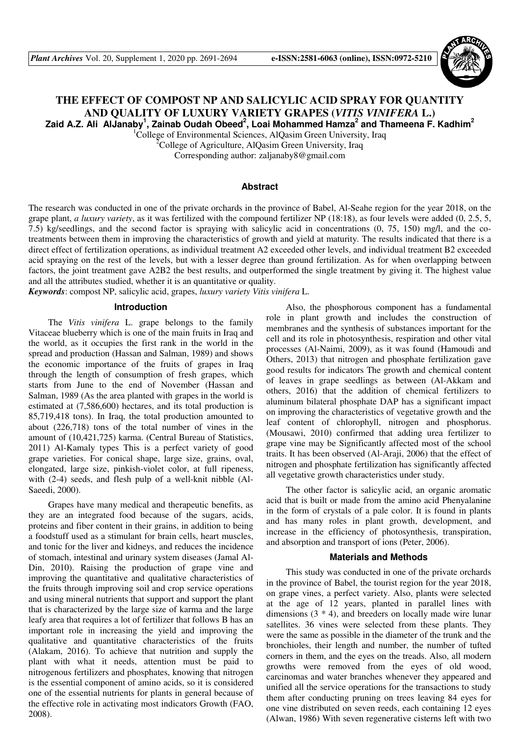# THE EFFECT OF COMPOST NP AND SALICYLIC ACID SPRAY FOR QUANTITY AND QUALITY OF LUXURY VARIETY GRAPES (*VITIS VINIFERA* L.)

**Zaid A.Z. Ali AlJanaby[1], Zainab Oudah Obeed[2], Loai Mohammed Hamza[2] and Thameena F. Kadhim[2]**

[1]College of Environmental Sciences, AlQasim Green University, Iraq

[2]College of Agriculture, AlQasim Green University, Iraq

Corresponding author: zaljanaby8@gmail.com

## Abstract

The research was conducted in one of the private orchards in the province of Babel, Al-Seahe region for the year 2018, on the grape plant, *a luxury variety*, as it was fertilized with the compound fertilizer NP (18:18), as four levels were added (0, 2.5, 5, 7.5) kg/seedlings, and the second factor is spraying with salicylic acid in concentrations (0, 75, 150) mg/l, and the co-treatments between them in improving the characteristics of growth and yield at maturity. The results indicated that there is a direct effect of fertilization operations, as individual treatment A2 exceeded other levels, and individual treatment B2 exceeded acid spraying on the rest of the levels, but with a lesser degree than ground fertilization. As for when overlapping between factors, the joint treatment gave A2B2 the best results, and outperformed the single treatment by giving it. The highest value and all the attributes studied, whether it is an quantitative or quality.

***Keywords***: compost NP, salicylic acid, grapes, *luxury variety Vitis vinifera* L.

## Introduction

The *Vitis vinifera* L. grape belongs to the family Vitaceae blueberry which is one of the main fruits in Iraq and the world, as it occupies the first rank in the world in the spread and production (Hassan and Salman, 1989) and shows the economic importance of the fruits of grapes in Iraq through the length of consumption of fresh grapes, which starts from June to the end of November (Hassan and Salman, 1989 (As the area planted with grapes in the world is estimated at (7,586,600) hectares, and its total production is 85,719,418 tons). In Iraq, the total production amounted to about (226,718) tons of the total number of vines in the amount of (10,421,725) karma. (Central Bureau of Statistics, 2011) Al-Kamaly types This is a perfect variety of good grape varieties. For conical shape, large size, grains, oval, elongated, large size, pinkish-violet color, at full ripeness, with (2-4) seeds, and flesh pulp of a well-knit nibble (Al-Saeedi, 2000).

Grapes have many medical and therapeutic benefits, as they are an integrated food because of the sugars, acids, proteins and fiber content in their grains, in addition to being a foodstuff used as a stimulant for brain cells, heart muscles, and tonic for the liver and kidneys, and reduces the incidence of stomach, intestinal and urinary system diseases (Jamal Al-Din, 2010). Raising the production of grape vine and improving the quantitative and qualitative characteristics of the fruits through improving soil and crop service operations and using mineral nutrients that support and support the plant that is characterized by the large size of karma and the large leafy area that requires a lot of fertilizer that follows B has an important role in increasing the yield and improving the qualitative and quantitative characteristics of the fruits (Alakam, 2016). To achieve that nutrition and supply the plant with what it needs, attention must be paid to nitrogenous fertilizers and phosphates, knowing that nitrogen is the essential component of amino acids, so it is considered one of the essential nutrients for plants in general because of the effective role in activating most indicators Growth (FAO, 2008).

Also, the phosphorous component has a fundamental role in plant growth and includes the construction of membranes and the synthesis of substances important for the cell and its role in photosynthesis, respiration and other vital processes (Al-Naimi, 2009), as it was found (Hamoudi and Others, 2013) that nitrogen and phosphate fertilization gave good results for indicators The growth and chemical content of leaves in grape seedlings as between (Al-Akkam and others, 2016) that the addition of chemical fertilizers to aluminum bilateral phosphate DAP has a significant impact on improving the characteristics of vegetative growth and the leaf content of chlorophyll, nitrogen and phosphorus. (Mousawi, 2010) confirmed that adding urea fertilizer to grape vine may be Significantly affected most of the school traits. It has been observed (Al-Araji, 2006) that the effect of nitrogen and phosphate fertilization has significantly affected all vegetative growth characteristics under study.

The other factor is salicylic acid, an organic aromatic acid that is built or made from the amino acid Phenyalanine in the form of crystals of a pale color. It is found in plants and has many roles in plant growth, development, and increase in the efficiency of photosynthesis, transpiration, and absorption and transport of ions (Peter, 2006).

## Materials and Methods

This study was conducted in one of the private orchards in the province of Babel, the tourist region for the year 2018, on grape vines, a perfect variety. Also, plants were selected at the age of 12 years, planted in parallel lines with dimensions (3 * 4), and breeders on locally made wire lunar satellites. 36 vines were selected from these plants. They were the same as possible in the diameter of the trunk and the bronchioles, their length and number, the number of tufted corners in them, and the eyes on the treads. Also, all modern growths were removed from the eyes of old wood, carcinomas and water branches whenever they appeared and unified all the service operations for the transactions to study them after conducting pruning on trees leaving 84 eyes for one vine distributed on seven reeds, each containing 12 eyes (Alwan, 1986) With seven regenerative cisterns left with two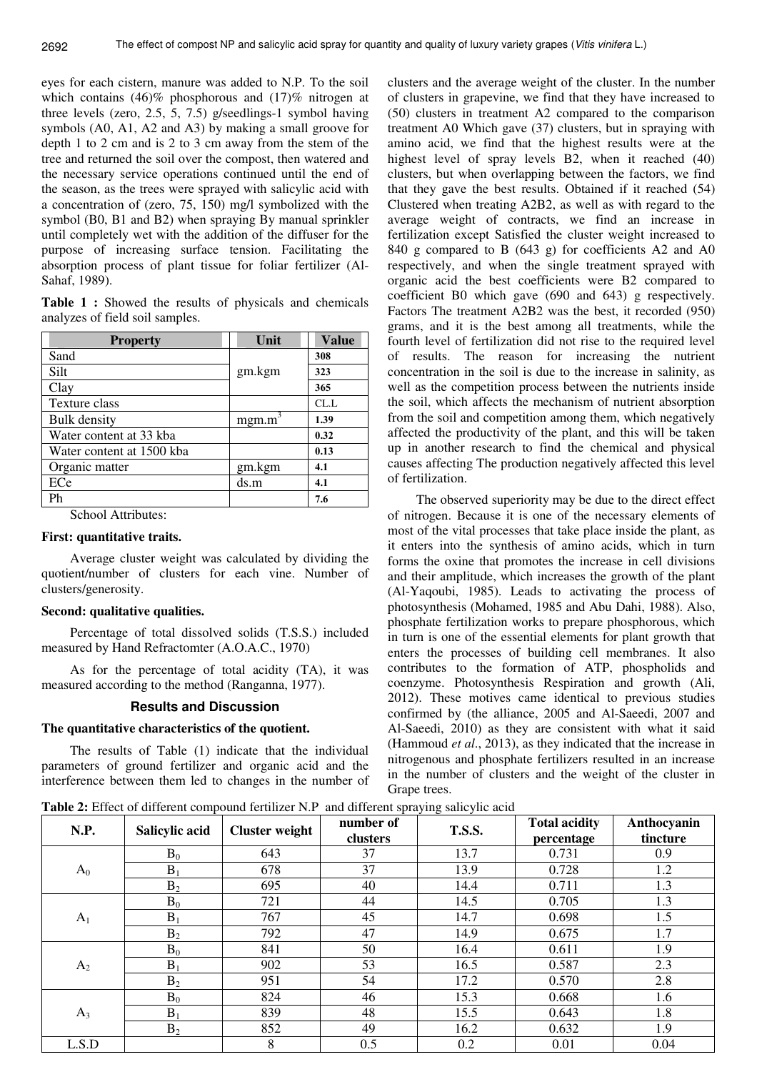eyes for each cistern, manure was added to N.P. To the soil which contains (46)% phosphorous and (17)% nitrogen at three levels (zero, 2.5, 5, 7.5) g/seedlings-1 symbol having symbols (A0, A1, A2 and A3) by making a small groove for depth 1 to 2 cm and is 2 to 3 cm away from the stem of the tree and returned the soil over the compost, then watered and the necessary service operations continued until the end of the season, as the trees were sprayed with salicylic acid with a concentration of (zero, 75, 150) mg/l symbolized with the symbol (B0, B1 and B2) when spraying By manual sprinkler until completely wet with the addition of the diffuser for the purpose of increasing surface tension. Facilitating the absorption process of plant tissue for foliar fertilizer (Al-Sahaf, 1989).

**Table 1 :** Showed the results of physicals and chemicals analyzes of field soil samples.

| Property | Unit | Value |
|---|---|---|
| Sand | gm.kgm | 308 |
| Silt | | 323 |
| Clay | | 365 |
| Texture class | | CL.L |
| Bulk density | $mgm.m^3$ | 1.39 |
| Water content at 33 kba | | 0.32 |
| Water content at 1500 kba | | 0.13 |
| Organic matter | gm.kgm | 4.1 |
| ECe | ds.m | 4.1 |
| Ph | | 7.6 |

School Attributes:

**First: quantitative traits.**

Average cluster weight was calculated by dividing the quotient/number of clusters for each vine. Number of clusters/generosity.

**Second: qualitative qualities.**

Percentage of total dissolved solids (T.S.S.) included measured by Hand Refractomter (A.O.A.C., 1970)

As for the percentage of total acidity (TA), it was measured according to the method (Ranganna, 1977).

## Results and Discussion

**The quantitative characteristics of the quotient.**

The results of Table (1) indicate that the individual parameters of ground fertilizer and organic acid and the interference between them led to changes in the number of clusters and the average weight of the cluster. In the number of clusters in grapevine, we find that they have increased to (50) clusters in treatment A2 compared to the comparison treatment A0 Which gave (37) clusters, but in spraying with amino acid, we find that the highest results were at the highest level of spray levels B2, when it reached (40) clusters, but when overlapping between the factors, we find that they gave the best results. Obtained if it reached (54) Clustered when treating A2B2, as well as with regard to the average weight of contracts, we find an increase in fertilization except Satisfied the cluster weight increased to 840 g compared to B (643 g) for coefficients A2 and A0 respectively, and when the single treatment sprayed with organic acid the best coefficients were B2 compared to coefficient B0 which gave (690 and 643) g respectively. Factors The treatment A2B2 was the best, it recorded (950) grams, and it is the best among all treatments, while the fourth level of fertilization did not rise to the required level of results. The reason for increasing the nutrient concentration in the soil is due to the increase in salinity, as well as the competition process between the nutrients inside the soil, which affects the mechanism of nutrient absorption from the soil and competition among them, which negatively affected the productivity of the plant, and this will be taken up in another research to find the chemical and physical causes affecting The production negatively affected this level of fertilization.

The observed superiority may be due to the direct effect of nitrogen. Because it is one of the necessary elements of most of the vital processes that take place inside the plant, as it enters into the synthesis of amino acids, which in turn forms the oxine that promotes the increase in cell divisions and their amplitude, which increases the growth of the plant (Al-Yaqoubi, 1985). Leads to activating the process of photosynthesis (Mohamed, 1985 and Abu Dahi, 1988). Also, phosphate fertilization works to prepare phosphorous, which in turn is one of the essential elements for plant growth that enters the processes of building cell membranes. It also contributes to the formation of ATP, phospholids and coenzyme. Photosynthesis Respiration and growth (Ali, 2012). These motives came identical to previous studies confirmed by (the alliance, 2005 and Al-Saeedi, 2007 and Al-Saeedi, 2010) as they are consistent with what it said (Hammoud *et al*., 2013), as they indicated that the increase in nitrogenous and phosphate fertilizers resulted in an increase in the number of clusters and the weight of the cluster in Grape trees.

**Table 2:** Effect of different compound fertilizer N.P and different spraying salicylic acid

| N.P. | Salicylic acid | Cluster weight | number of clusters | T.S.S. | Total acidity percentage | Anthocyanin tincture |
|---|---|---|---|---|---|---|
| $A_0$ | $B_0$ | 643 | 37 | 13.7 | 0.731 | 0.9 |
| | $B_1$ | 678 | 37 | 13.9 | 0.728 | 1.2 |
| | $B_2$ | 695 | 40 | 14.4 | 0.711 | 1.3 |
| $A_1$ | $B_0$ | 721 | 44 | 14.5 | 0.705 | 1.3 |
| | $B_1$ | 767 | 45 | 14.7 | 0.698 | 1.5 |
| | $B_2$ | 792 | 47 | 14.9 | 0.675 | 1.7 |
| $A_2$ | $B_0$ | 841 | 50 | 16.4 | 0.611 | 1.9 |
| | $B_1$ | 902 | 53 | 16.5 | 0.587 | 2.3 |
| | $B_2$ | 951 | 54 | 17.2 | 0.570 | 2.8 |
| $A_3$ | $B_0$ | 824 | 46 | 15.3 | 0.668 | 1.6 |
| | $B_1$ | 839 | 48 | 15.5 | 0.643 | 1.8 |
| | $B_2$ | 852 | 49 | 16.2 | 0.632 | 1.9 |
| L.S.D | | 8 | 0.5 | 0.2 | 0.01 | 0.04 |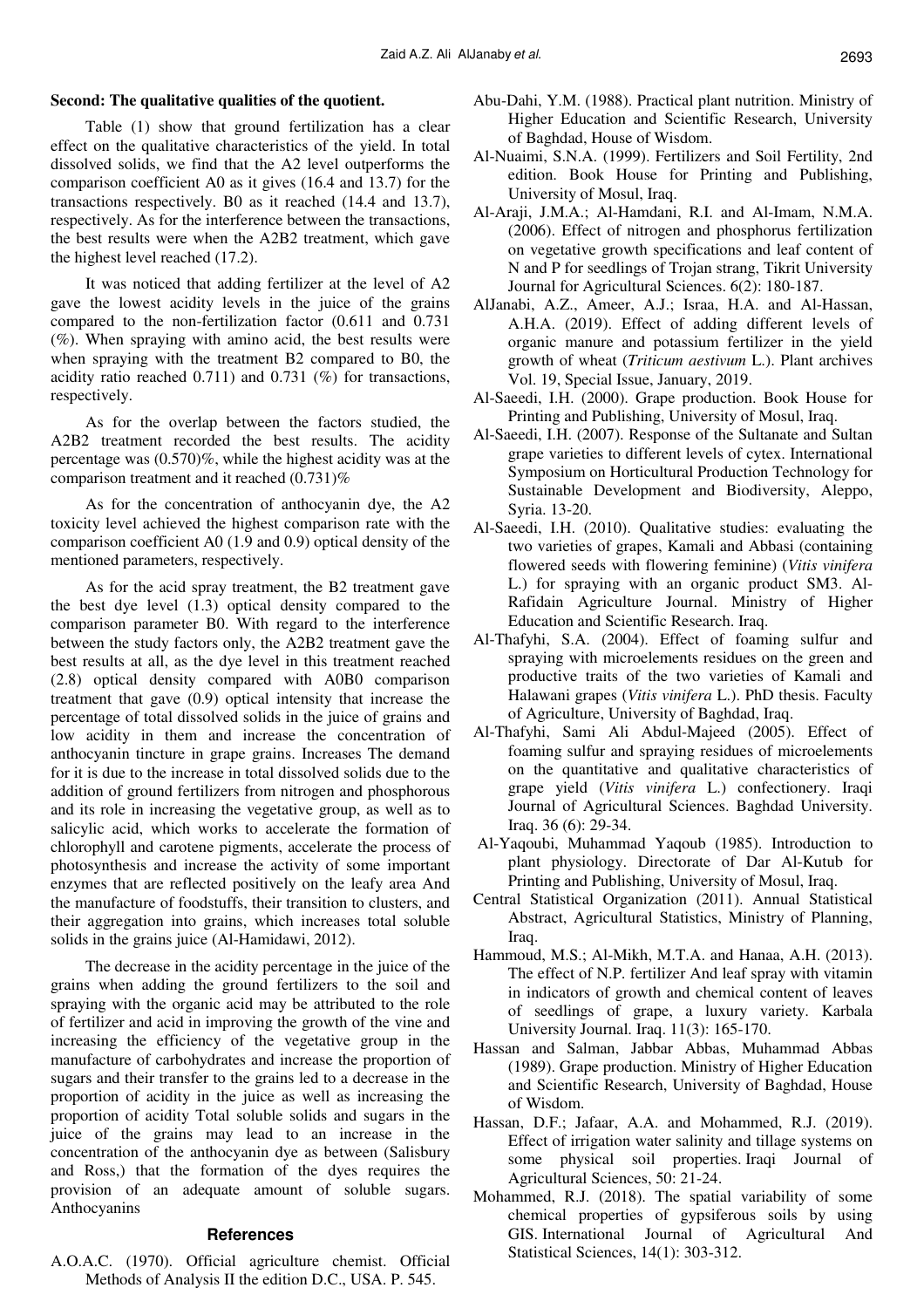**Second: The qualitative qualities of the quotient.**

Table (1) show that ground fertilization has a clear effect on the qualitative characteristics of the yield. In total dissolved solids, we find that the A2 level outperforms the comparison coefficient A0 as it gives (16.4 and 13.7) for the transactions respectively. B0 as it reached (14.4 and 13.7), respectively. As for the interference between the transactions, the best results were when the A2B2 treatment, which gave the highest level reached (17.2).

It was noticed that adding fertilizer at the level of A2 gave the lowest acidity levels in the juice of the grains compared to the non-fertilization factor (0.611 and 0.731 (%). When spraying with amino acid, the best results were when spraying with the treatment B2 compared to B0, the acidity ratio reached 0.711) and 0.731 (%) for transactions, respectively.

As for the overlap between the factors studied, the A2B2 treatment recorded the best results. The acidity percentage was (0.570)%, while the highest acidity was at the comparison treatment and it reached (0.731)%

As for the concentration of anthocyanin dye, the A2 toxicity level achieved the highest comparison rate with the comparison coefficient A0 (1.9 and 0.9) optical density of the mentioned parameters, respectively.

As for the acid spray treatment, the B2 treatment gave the best dye level (1.3) optical density compared to the comparison parameter B0. With regard to the interference between the study factors only, the A2B2 treatment gave the best results at all, as the dye level in this treatment reached (2.8) optical density compared with A0B0 comparison treatment that gave (0.9) optical intensity that increase the percentage of total dissolved solids in the juice of grains and low acidity in them and increase the concentration of anthocyanin tincture in grape grains. Increases The demand for it is due to the increase in total dissolved solids due to the addition of ground fertilizers from nitrogen and phosphorous and its role in increasing the vegetative group, as well as to salicylic acid, which works to accelerate the formation of chlorophyll and carotene pigments, accelerate the process of photosynthesis and increase the activity of some important enzymes that are reflected positively on the leafy area And the manufacture of foodstuffs, their transition to clusters, and their aggregation into grains, which increases total soluble solids in the grains juice (Al-Hamidawi, 2012).

The decrease in the acidity percentage in the juice of the grains when adding the ground fertilizers to the soil and spraying with the organic acid may be attributed to the role of fertilizer and acid in improving the growth of the vine and increasing the efficiency of the vegetative group in the manufacture of carbohydrates and increase the proportion of sugars and their transfer to the grains led to a decrease in the proportion of acidity in the juice as well as increasing the proportion of acidity Total soluble solids and sugars in the juice of the grains may lead to an increase in the concentration of the anthocyanin dye as between (Salisbury and Ross,) that the formation of the dyes requires the provision of an adequate amount of soluble sugars. Anthocyanins

## References

A.O.A.C. (1970). Official agriculture chemist. Official Methods of Analysis II the edition D.C., USA. P. 545.

Abu-Dahi, Y.M. (1988). Practical plant nutrition. Ministry of Higher Education and Scientific Research, University of Baghdad, House of Wisdom.

Al-Nuaimi, S.N.A. (1999). Fertilizers and Soil Fertility, 2nd edition. Book House for Printing and Publishing, University of Mosul, Iraq.

Al-Araji, J.M.A.; Al-Hamdani, R.I. and Al-Imam, N.M.A. (2006). Effect of nitrogen and phosphorus fertilization on vegetative growth specifications and leaf content of N and P for seedlings of Trojan strang, Tikrit University Journal for Agricultural Sciences. 6(2): 180-187.

AlJanabi, A.Z., Ameer, A.J.; Israa, H.A. and Al-Hassan, A.H.A. (2019). Effect of adding different levels of organic manure and potassium fertilizer in the yield growth of wheat (*Triticum aestivum* L.). Plant archives Vol. 19, Special Issue, January, 2019.

Al-Saeedi, I.H. (2000). Grape production. Book House for Printing and Publishing, University of Mosul, Iraq.

Al-Saeedi, I.H. (2007). Response of the Sultanate and Sultan grape varieties to different levels of cytex. International Symposium on Horticultural Production Technology for Sustainable Development and Biodiversity, Aleppo, Syria. 13-20.

Al-Saeedi, I.H. (2010). Qualitative studies: evaluating the two varieties of grapes, Kamali and Abbasi (containing flowered seeds with flowering feminine) (*Vitis vinifera* L.) for spraying with an organic product SM3. Al-Rafidain Agriculture Journal. Ministry of Higher Education and Scientific Research. Iraq.

Al-Thafyhi, S.A. (2004). Effect of foaming sulfur and spraying with microelements residues on the green and productive traits of the two varieties of Kamali and Halawani grapes (*Vitis vinifera* L.). PhD thesis. Faculty of Agriculture, University of Baghdad, Iraq.

Al-Thafyhi, Sami Ali Abdul-Majeed (2005). Effect of foaming sulfur and spraying residues of microelements on the quantitative and qualitative characteristics of grape yield (*Vitis vinifera* L.) confectionery. Iraqi Journal of Agricultural Sciences. Baghdad University. Iraq. 36 (6): 29-34.

Al-Yaqoubi, Muhammad Yaqoub (1985). Introduction to plant physiology. Directorate of Dar Al-Kutub for Printing and Publishing, University of Mosul, Iraq.

Central Statistical Organization (2011). Annual Statistical Abstract, Agricultural Statistics, Ministry of Planning, Iraq.

Hammoud, M.S.; Al-Mikh, M.T.A. and Hanaa, A.H. (2013). The effect of N.P. fertilizer And leaf spray with vitamin in indicators of growth and chemical content of leaves of seedlings of grape, a luxury variety. Karbala University Journal. Iraq. 11(3): 165-170.

Hassan and Salman, Jabbar Abbas, Muhammad Abbas (1989). Grape production. Ministry of Higher Education and Scientific Research, University of Baghdad, House of Wisdom.

Hassan, D.F.; Jafaar, A.A. and Mohammed, R.J. (2019). Effect of irrigation water salinity and tillage systems on some physical soil properties. Iraqi Journal of Agricultural Sciences, 50: 21-24.

Mohammed, R.J. (2018). The spatial variability of some chemical properties of gypsiferous soils by using GIS. International Journal of Agricultural And Statistical Sciences, 14(1): 303-312.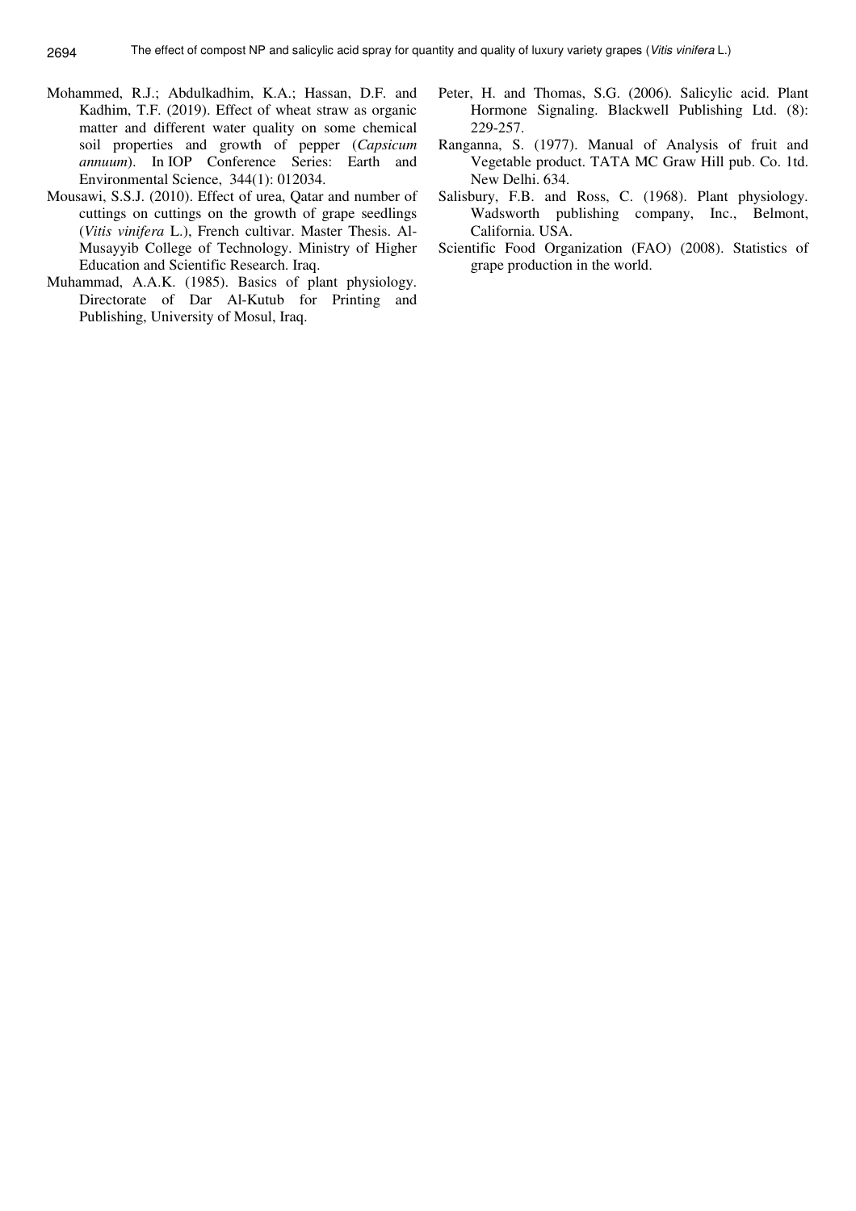Mohammed, R.J.; Abdulkadhim, K.A.; Hassan, D.F. and Kadhim, T.F. (2019). Effect of wheat straw as organic matter and different water quality on some chemical soil properties and growth of pepper (*Capsicum annuum*). In IOP Conference Series: Earth and Environmental Science, 344(1): 012034.

Mousawi, S.S.J. (2010). Effect of urea, Qatar and number of cuttings on cuttings on the growth of grape seedlings (*Vitis vinifera* L.), French cultivar. Master Thesis. Al-Musayyib College of Technology. Ministry of Higher Education and Scientific Research. Iraq.

Muhammad, A.A.K. (1985). Basics of plant physiology. Directorate of Dar Al-Kutub for Printing and Publishing, University of Mosul, Iraq.

Peter, H. and Thomas, S.G. (2006). Salicylic acid. Plant Hormone Signaling. Blackwell Publishing Ltd. (8): 229-257.

Ranganna, S. (1977). Manual of Analysis of fruit and Vegetable product. TATA MC Graw Hill pub. Co. 1td. New Delhi. 634.

Salisbury, F.B. and Ross, C. (1968). Plant physiology. Wadsworth publishing company, Inc., Belmont, California. USA.

Scientific Food Organization (FAO) (2008). Statistics of grape production in the world.